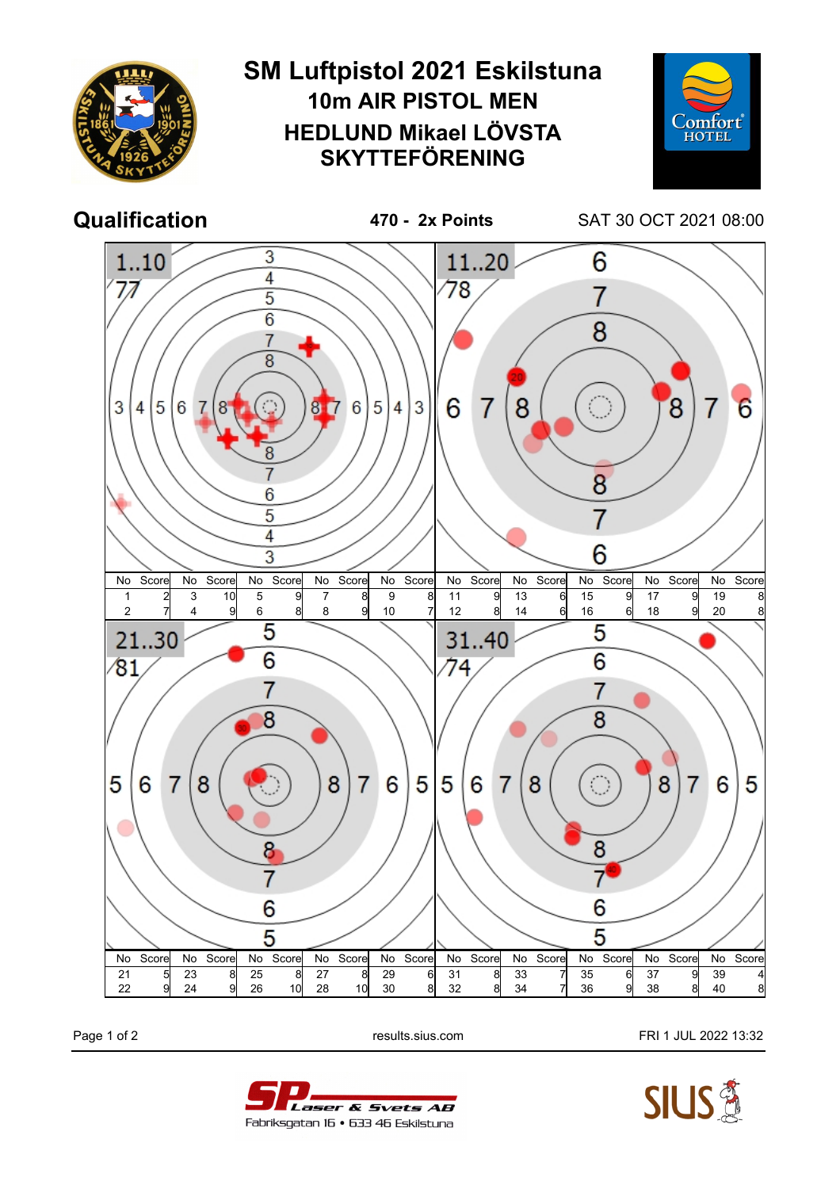# SM Luftpistol 2021 Eskilstuna

## 10m AIR PISTOL MEN

## HEDLUND Mikael LÖVSTA SKYTTEFÖRENING

**Qualification** **470 - 2x Points** SAT 30 OCT 2021 08:00

**1..10** 77

| No | Score | No | Score | No | Score | No | Score | No | Score |
|---|---|---|---|---|---|---|---|---|---|
| 1 | 2 | 3 | 10 | 5 | 9 | 7 | 8 | 9 | 8 |
| 2 | 7 | 4 | 9 | 6 | 8 | 8 | 9 | 10 | 7 |

**11..20** 78

| No | Score | No | Score | No | Score | No | Score | No | Score |
|---|---|---|---|---|---|---|---|---|---|
| 11 | 9 | 13 | 6 | 15 | 9 | 17 | 9 | 19 | 8 |
| 12 | 8 | 14 | 6 | 16 | 6 | 18 | 9 | 20 | 8 |

**21..30** 81

| No | Score | No | Score | No | Score | No | Score | No | Score |
|---|---|---|---|---|---|---|---|---|---|
| 21 | 5 | 23 | 8 | 25 | 8 | 27 | 8 | 29 | 6 |
| 22 | 9 | 24 | 9 | 26 | 10 | 28 | 10 | 30 | 8 |

**31..40** 74

| No | Score | No | Score | No | Score | No | Score | No | Score |
|---|---|---|---|---|---|---|---|---|---|
| 31 | 8 | 33 | 7 | 35 | 6 | 37 | 9 | 39 | 4 |
| 32 | 8 | 34 | 7 | 36 | 9 | 38 | 8 | 40 | 8 |

results.sius.com

FRI 1 JUL 2022 13:32

SP Laser & Svets AB
Fabriksgatan 16 • 633 46 Eskilstuna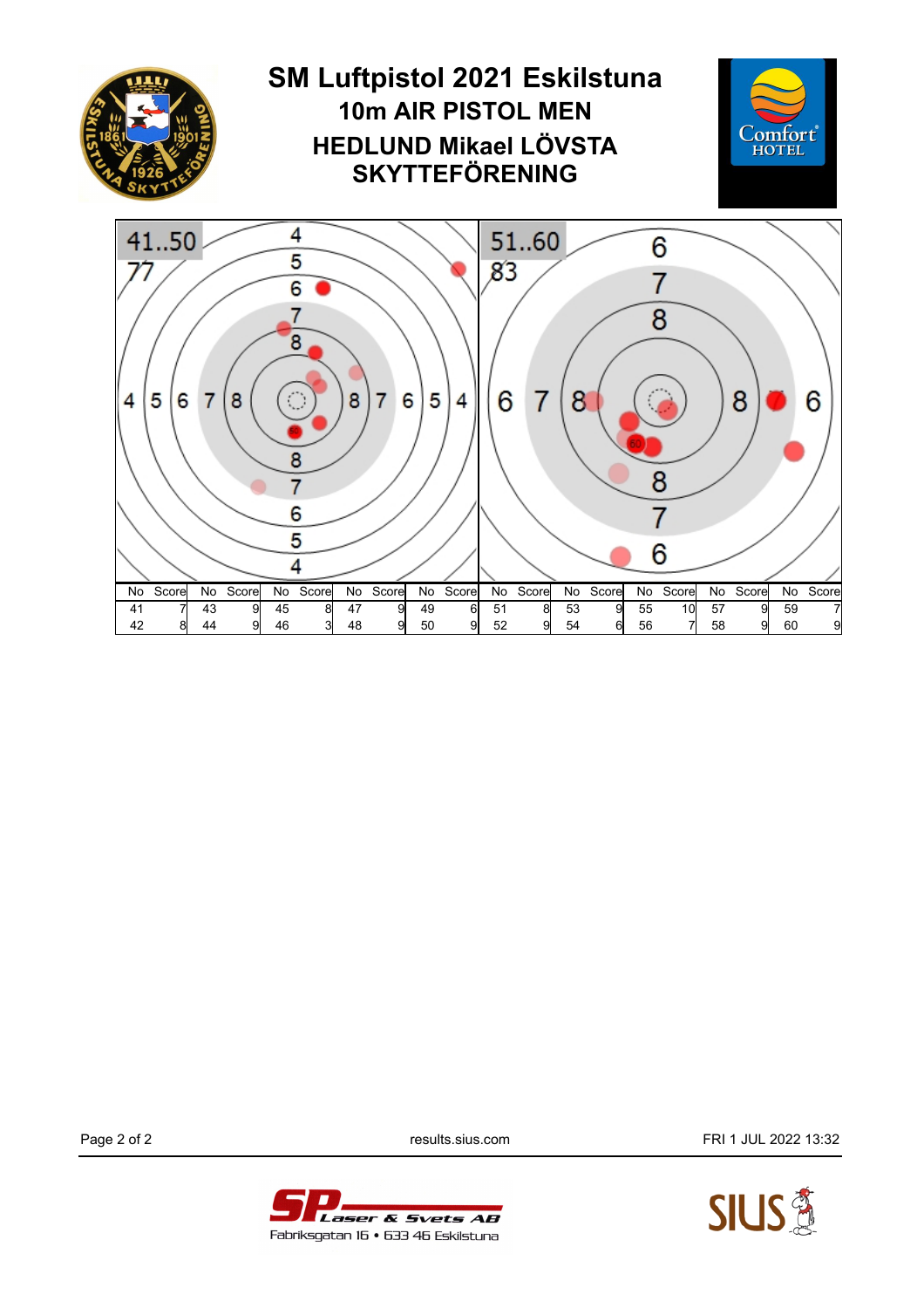# SM Luftpistol 2021 Eskilstuna

## 10m AIR PISTOL MEN

## HEDLUND Mikael LÖVSTA SKYTTEFÖRENING

41..50
77

51..60
83

| No | Score | No | Score | No | Score | No | Score | No | Score | No | Score | No | Score | No | Score | No | Score | No | Score |
|---|---|---|---|---|---|---|---|---|---|---|---|---|---|---|---|---|---|---|---|
| 41 | 7 | 43 | 9 | 45 | 8 | 47 | 9 | 49 | 6 | 51 | 8 | 53 | 9 | 55 | 10 | 57 | 9 | 59 | 7 |
| 42 | 8 | 44 | 9 | 46 | 3 | 48 | 9 | 50 | 9 | 52 | 9 | 54 | 6 | 56 | 7 | 58 | 9 | 60 | 9 |

results.sius.com

FRI 1 JUL 2022 13:32

SP Laser & Svets AB
Fabriksgatan 16 • 633 46 Eskilstuna

SIUS